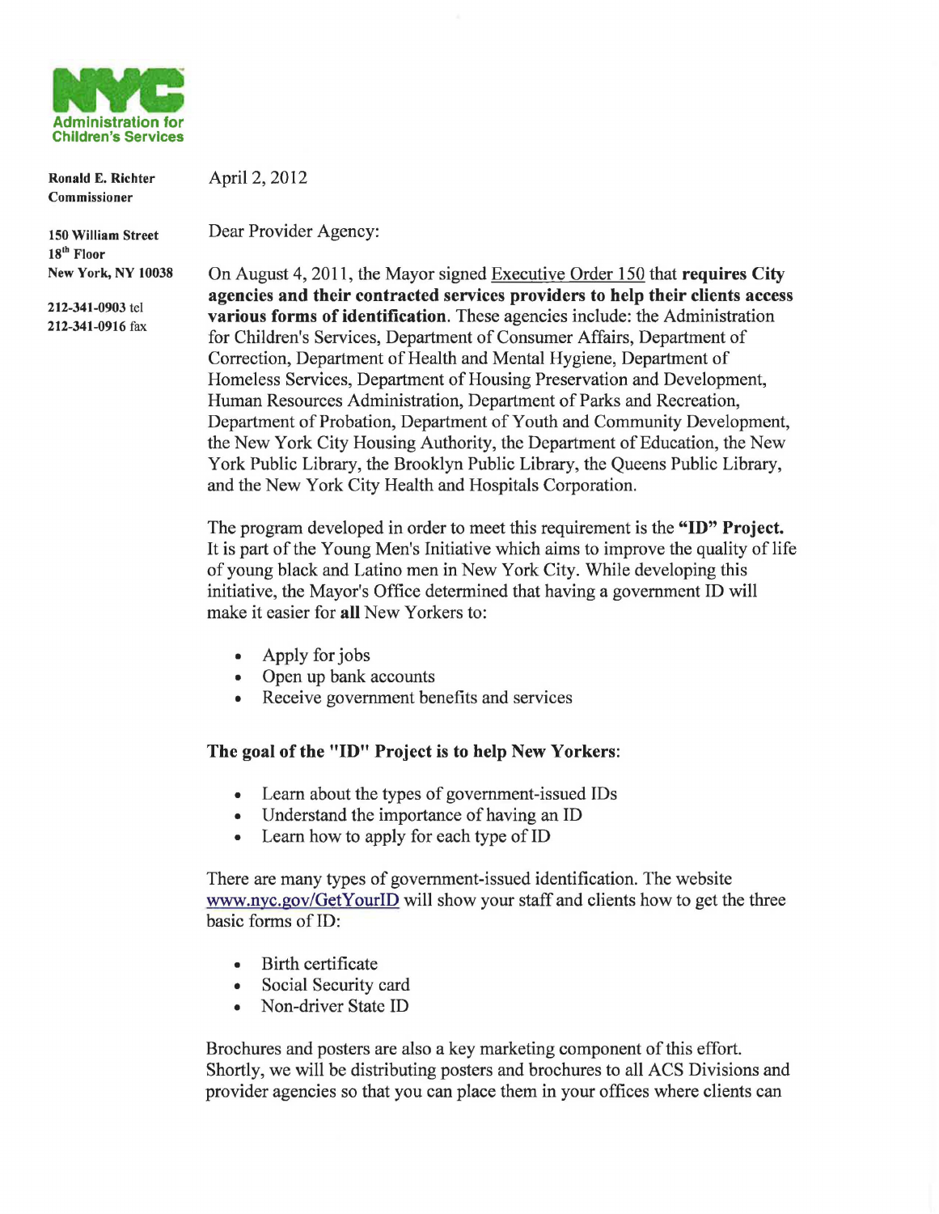**Administration for Children's Services**

**Ronald E. Richter**
**Commissioner**

**150 William Street**
**18th Floor**
**New York, NY 10038**

**212-341-0903** tel
**212-341-0916** fax

April 2, 2012

Dear Provider Agency:

On August 4, 2011, the Mayor signed Executive Order 150 that **requires City agencies and their contracted services providers to help their clients access various forms of identification**. These agencies include: the Administration for Children's Services, Department of Consumer Affairs, Department of Correction, Department of Health and Mental Hygiene, Department of Homeless Services, Department of Housing Preservation and Development, Human Resources Administration, Department of Parks and Recreation, Department of Probation, Department of Youth and Community Development, the New York City Housing Authority, the Department of Education, the New York Public Library, the Brooklyn Public Library, the Queens Public Library, and the New York City Health and Hospitals Corporation.

The program developed in order to meet this requirement is the **"ID" Project.** It is part of the Young Men's Initiative which aims to improve the quality of life of young black and Latino men in New York City. While developing this initiative, the Mayor's Office determined that having a government ID will make it easier for **all** New Yorkers to:

- Apply for jobs
- Open up bank accounts
- Receive government benefits and services

**The goal of the "ID" Project is to help New Yorkers:**

- Learn about the types of government-issued IDs
- Understand the importance of having an ID
- Learn how to apply for each type of ID

There are many types of government-issued identification. The website www.nyc.gov/GetYourID will show your staff and clients how to get the three basic forms of ID:

- Birth certificate
- Social Security card
- Non-driver State ID

Brochures and posters are also a key marketing component of this effort. Shortly, we will be distributing posters and brochures to all ACS Divisions and provider agencies so that you can place them in your offices where clients can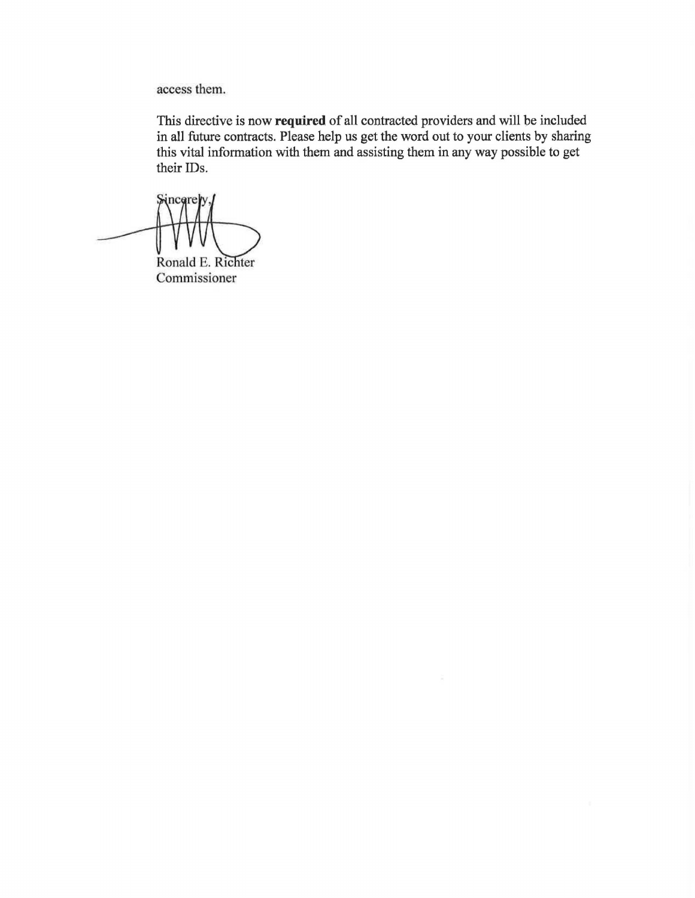access them.

This directive is now **required** of all contracted providers and will be included in all future contracts. Please help us get the word out to your clients by sharing this vital information with them and assisting them in any way possible to get their IDs.

Sincerely,

Ronald E. Richter
Commissioner